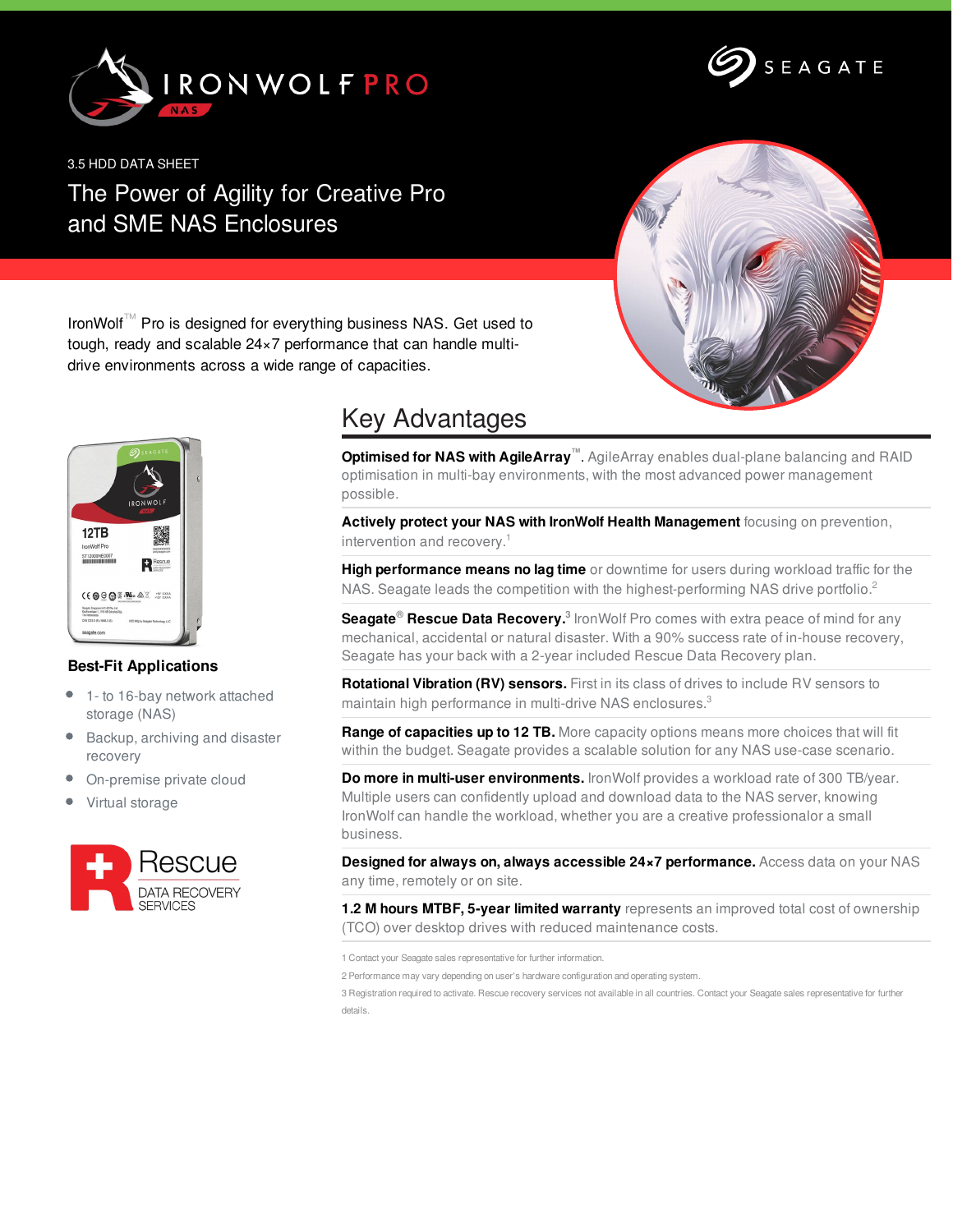IronWolf PRO NAS

SEAGATE

3.5 HDD DATA SHEET

# The Power of Agility for Creative Pro and SME NAS Enclosures

IronWolf™ Pro is designed for everything business NAS. Get used to tough, ready and scalable 24×7 performance that can handle multi-drive environments across a wide range of capacities.

## Best-Fit Applications

- 1- to 16-bay network attached storage (NAS)
- Backup, archiving and disaster recovery
- On-premise private cloud
- Virtual storage

Rescue DATA RECOVERY SERVICES

## Key Advantages

**Optimised for NAS with AgileArray™.** AgileArray enables dual-plane balancing and RAID optimisation in multi-bay environments, with the most advanced power management possible.

**Actively protect your NAS with IronWolf Health Management** focusing on prevention, intervention and recovery.[1]

**High performance means no lag time** or downtime for users during workload traffic for the NAS. Seagate leads the competition with the highest-performing NAS drive portfolio.[2]

**Seagate® Rescue Data Recovery.**[3] IronWolf Pro comes with extra peace of mind for any mechanical, accidental or natural disaster. With a 90% success rate of in-house recovery, Seagate has your back with a 2-year included Rescue Data Recovery plan.

**Rotational Vibration (RV) sensors.** First in its class of drives to include RV sensors to maintain high performance in multi-drive NAS enclosures.[3]

**Range of capacities up to 12 TB.** More capacity options means more choices that will fit within the budget. Seagate provides a scalable solution for any NAS use-case scenario.

**Do more in multi-user environments.** IronWolf provides a workload rate of 300 TB/year. Multiple users can confidently upload and download data to the NAS server, knowing IronWolf can handle the workload, whether you are a creative professionalor a small business.

**Designed for always on, always accessible 24×7 performance.** Access data on your NAS any time, remotely or on site.

**1.2 M hours MTBF, 5-year limited warranty** represents an improved total cost of ownership (TCO) over desktop drives with reduced maintenance costs.

1 Contact your Seagate sales representative for further information.

2 Performance may vary depending on user's hardware configuration and operating system.

3 Registration required to activate. Rescue recovery services not available in all countries. Contact your Seagate sales representative for further details.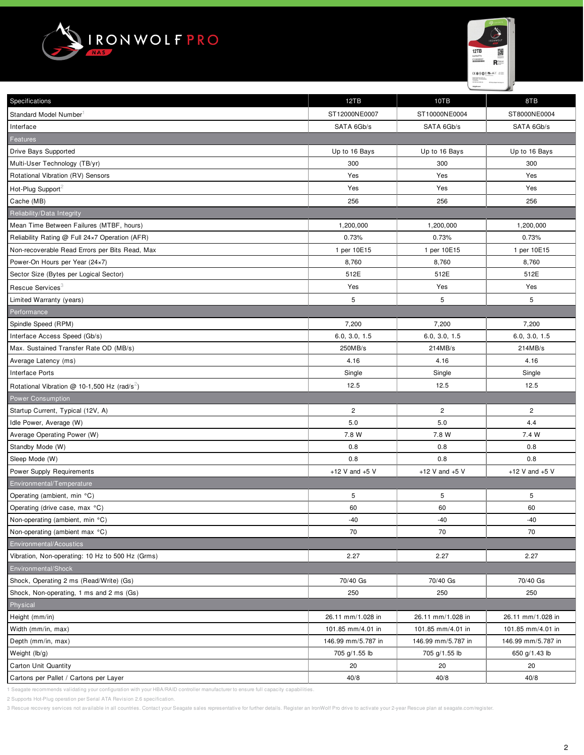# IRONWOLF PRO NAS

| Specifications | 12TB | 10TB | 8TB |
|---|---|---|---|
| Standard Model Number[1] | ST12000NE0007 | ST10000NE0004 | ST8000NE0004 |
| Interface | SATA 6Gb/s | SATA 6Gb/s | SATA 6Gb/s |
| **Features** | | | |
| Drive Bays Supported | Up to 16 Bays | Up to 16 Bays | Up to 16 Bays |
| Multi-User Technology (TB/yr) | 300 | 300 | 300 |
| Rotational Vibration (RV) Sensors | Yes | Yes | Yes |
| Hot-Plug Support[2] | Yes | Yes | Yes |
| Cache (MB) | 256 | 256 | 256 |
| **Reliability/Data Integrity** | | | |
| Mean Time Between Failures (MTBF, hours) | 1,200,000 | 1,200,000 | 1,200,000 |
| Reliability Rating @ Full 24×7 Operation (AFR) | 0.73% | 0.73% | 0.73% |
| Non-recoverable Read Errors per Bits Read, Max | 1 per 10E15 | 1 per 10E15 | 1 per 10E15 |
| Power-On Hours per Year (24×7) | 8,760 | 8,760 | 8,760 |
| Sector Size (Bytes per Logical Sector) | 512E | 512E | 512E |
| Rescue Services[3] | Yes | Yes | Yes |
| Limited Warranty (years) | 5 | 5 | 5 |
| **Performance** | | | |
| Spindle Speed (RPM) | 7,200 | 7,200 | 7,200 |
| Interface Access Speed (Gb/s) | 6.0, 3.0, 1.5 | 6.0, 3.0, 1.5 | 6.0, 3.0, 1.5 |
| Max. Sustained Transfer Rate OD (MB/s) | 250MB/s | 214MB/s | 214MB/s |
| Average Latency (ms) | 4.16 | 4.16 | 4.16 |
| Interface Ports | Single | Single | Single |
| Rotational Vibration @ 10-1,500 Hz (rad/s$^2$) | 12.5 | 12.5 | 12.5 |
| **Power Consumption** | | | |
| Startup Current, Typical (12V, A) | 2 | 2 | 2 |
| Idle Power, Average (W) | 5.0 | 5.0 | 4.4 |
| Average Operating Power (W) | 7.8 W | 7.8 W | 7.4 W |
| Standby Mode (W) | 0.8 | 0.8 | 0.8 |
| Sleep Mode (W) | 0.8 | 0.8 | 0.8 |
| Power Supply Requirements | +12 V and +5 V | +12 V and +5 V | +12 V and +5 V |
| **Environmental/Temperature** | | | |
| Operating (ambient, min °C) | 5 | 5 | 5 |
| Operating (drive case, max °C) | 60 | 60 | 60 |
| Non-operating (ambient, min °C) | -40 | -40 | -40 |
| Non-operating (ambient max °C) | 70 | 70 | 70 |
| **Environmental/Acoustics** | | | |
| Vibration, Non-operating: 10 Hz to 500 Hz (Grms) | 2.27 | 2.27 | 2.27 |
| **Environmental/Shock** | | | |
| Shock, Operating 2 ms (Read/Write) (Gs) | 70/40 Gs | 70/40 Gs | 70/40 Gs |
| Shock, Non-operating, 1 ms and 2 ms (Gs) | 250 | 250 | 250 |
| **Physical** | | | |
| Height (mm/in) | 26.11 mm/1.028 in | 26.11 mm/1.028 in | 26.11 mm/1.028 in |
| Width (mm/in, max) | 101.85 mm/4.01 in | 101.85 mm/4.01 in | 101.85 mm/4.01 in |
| Depth (mm/in, max) | 146.99 mm/5.787 in | 146.99 mm/5.787 in | 146.99 mm/5.787 in |
| Weight (lb/g) | 705 g/1.55 lb | 705 g/1.55 lb | 650 g/1.43 lb |
| Carton Unit Quantity | 20 | 20 | 20 |
| Cartons per Pallet / Cartons per Layer | 40/8 | 40/8 | 40/8 |

1 Seagate recommends validating your configuration with your HBA/RAID controller manufacturer to ensure full capacity capabilities.

2 Supports Hot-Plug operation per Serial ATA Revision 2.6 specification.

3 Rescue recovery services not available in all countries. Contact your Seagate sales representative for further details. Register an IronWolf Pro drive to activate your 2-year Rescue plan at seagate.com/register.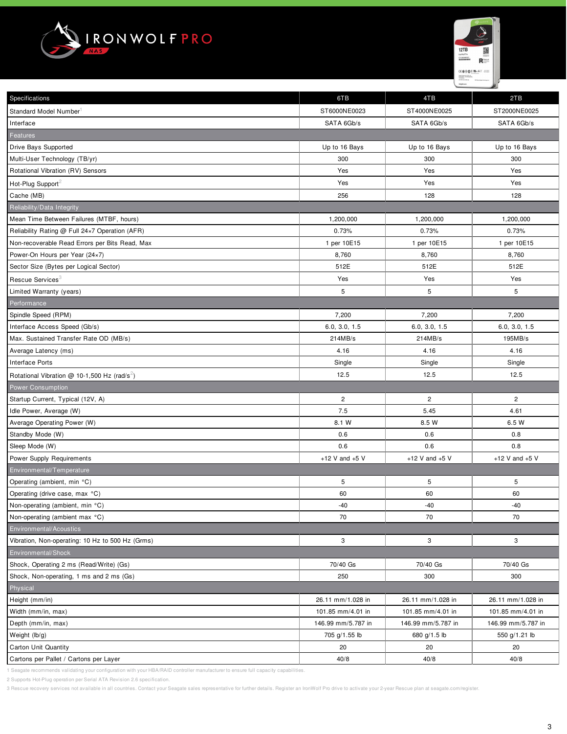# IRONWOLF PRO NAS

| Specifications | 6TB | 4TB | 2TB |
|---|---|---|---|
| Standard Model Number[1] | ST6000NE0023 | ST4000NE0025 | ST2000NE0025 |
| Interface | SATA 6Gb/s | SATA 6Gb/s | SATA 6Gb/s |
| **Features** | | | |
| Drive Bays Supported | Up to 16 Bays | Up to 16 Bays | Up to 16 Bays |
| Multi-User Technology (TB/yr) | 300 | 300 | 300 |
| Rotational Vibration (RV) Sensors | Yes | Yes | Yes |
| Hot-Plug Support[2] | Yes | Yes | Yes |
| Cache (MB) | 256 | 128 | 128 |
| **Reliability/Data Integrity** | | | |
| Mean Time Between Failures (MTBF, hours) | 1,200,000 | 1,200,000 | 1,200,000 |
| Reliability Rating @ Full 24×7 Operation (AFR) | 0.73% | 0.73% | 0.73% |
| Non-recoverable Read Errors per Bits Read, Max | 1 per 10E15 | 1 per 10E15 | 1 per 10E15 |
| Power-On Hours per Year (24×7) | 8,760 | 8,760 | 8,760 |
| Sector Size (Bytes per Logical Sector) | 512E | 512E | 512E |
| Rescue Services[3] | Yes | Yes | Yes |
| Limited Warranty (years) | 5 | 5 | 5 |
| **Performance** | | | |
| Spindle Speed (RPM) | 7,200 | 7,200 | 7,200 |
| Interface Access Speed (Gb/s) | 6.0, 3.0, 1.5 | 6.0, 3.0, 1.5 | 6.0, 3.0, 1.5 |
| Max. Sustained Transfer Rate OD (MB/s) | 214MB/s | 214MB/s | 195MB/s |
| Average Latency (ms) | 4.16 | 4.16 | 4.16 |
| Interface Ports | Single | Single | Single |
| Rotational Vibration @ 10-1,500 Hz (rad/s$^2$) | 12.5 | 12.5 | 12.5 |
| **Power Consumption** | | | |
| Startup Current, Typical (12V, A) | 2 | 2 | 2 |
| Idle Power, Average (W) | 7.5 | 5.45 | 4.61 |
| Average Operating Power (W) | 8.1 W | 8.5 W | 6.5 W |
| Standby Mode (W) | 0.6 | 0.6 | 0.8 |
| Sleep Mode (W) | 0.6 | 0.6 | 0.8 |
| Power Supply Requirements | +12 V and +5 V | +12 V and +5 V | +12 V and +5 V |
| **Environmental/Temperature** | | | |
| Operating (ambient, min °C) | 5 | 5 | 5 |
| Operating (drive case, max °C) | 60 | 60 | 60 |
| Non-operating (ambient, min °C) | -40 | -40 | -40 |
| Non-operating (ambient max °C) | 70 | 70 | 70 |
| **Environmental/Acoustics** | | | |
| Vibration, Non-operating: 10 Hz to 500 Hz (Grms) | 3 | 3 | 3 |
| **Environmental/Shock** | | | |
| Shock, Operating 2 ms (Read/Write) (Gs) | 70/40 Gs | 70/40 Gs | 70/40 Gs |
| Shock, Non-operating, 1 ms and 2 ms (Gs) | 250 | 300 | 300 |
| **Physical** | | | |
| Height (mm/in) | 26.11 mm/1.028 in | 26.11 mm/1.028 in | 26.11 mm/1.028 in |
| Width (mm/in, max) | 101.85 mm/4.01 in | 101.85 mm/4.01 in | 101.85 mm/4.01 in |
| Depth (mm/in, max) | 146.99 mm/5.787 in | 146.99 mm/5.787 in | 146.99 mm/5.787 in |
| Weight (lb/g) | 705 g/1.55 lb | 680 g/1.5 lb | 550 g/1.21 lb |
| Carton Unit Quantity | 20 | 20 | 20 |
| Cartons per Pallet / Cartons per Layer | 40/8 | 40/8 | 40/8 |

1 Seagate recommends validating your configuration with your HBA/RAID controller manufacturer to ensure full capacity capabilities.

2 Supports Hot-Plug operation per Serial ATA Revision 2.6 specification.

3 Rescue recovery services not available in all countries. Contact your Seagate sales representative for further details. Register an IronWolf Pro drive to activate your 2-year Rescue plan at seagate.com/register.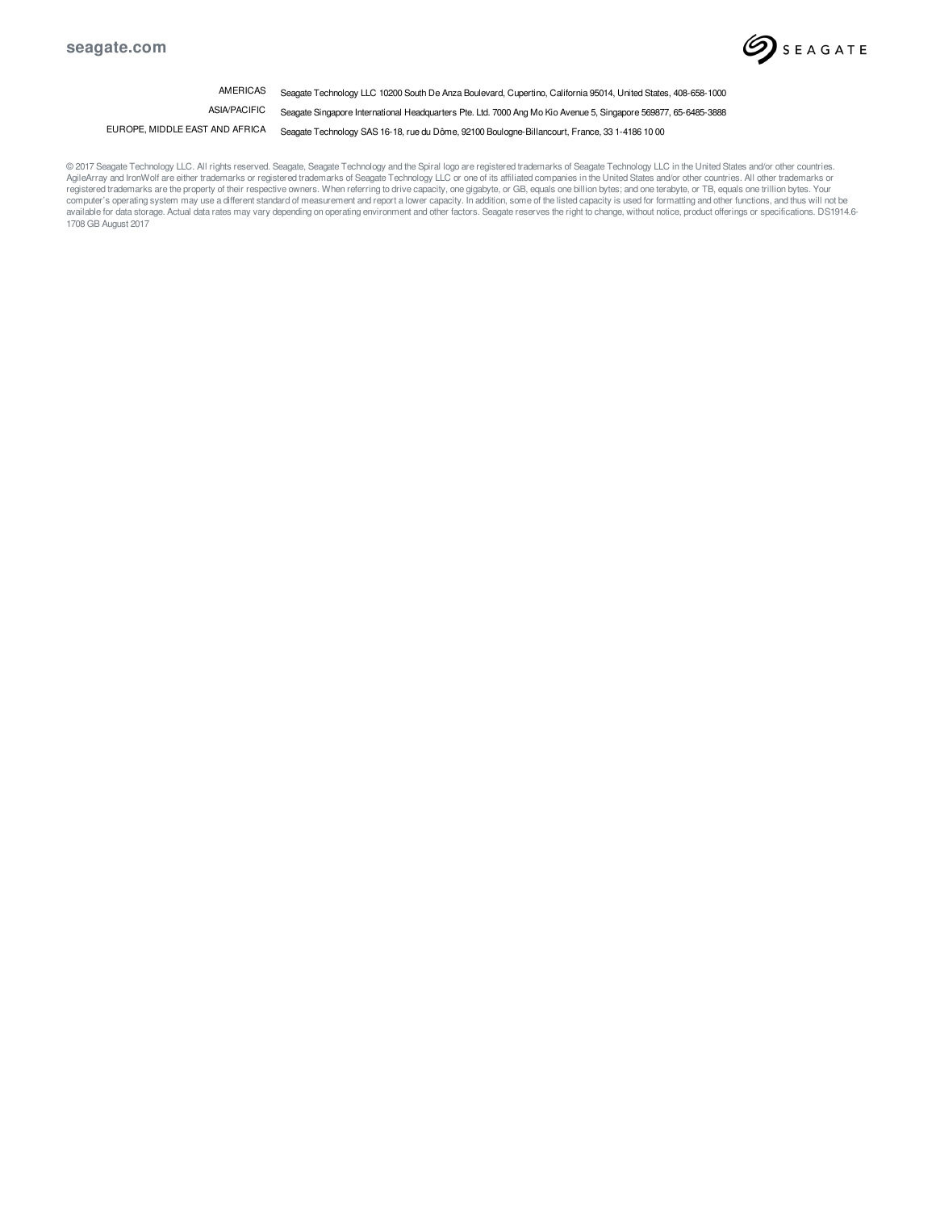seagate.com

| | |
|---|---|
| AMERICAS | Seagate Technology LLC 10200 South De Anza Boulevard, Cupertino, California 95014, United States, 408-658-1000 |
| ASIA/PACIFIC | Seagate Singapore International Headquarters Pte. Ltd. 7000 Ang Mo Kio Avenue 5, Singapore 569877, 65-6485-3888 |
| EUROPE, MIDDLE EAST AND AFRICA | Seagate Technology SAS 16-18, rue du Dôme, 92100 Boulogne-Billancourt, France, 33 1-4186 10 00 |

© 2017 Seagate Technology LLC. All rights reserved. Seagate, Seagate Technology and the Spiral logo are registered trademarks of Seagate Technology LLC in the United States and/or other countries. AgileArray and IronWolf are either trademarks or registered trademarks of Seagate Technology LLC or one of its affiliated companies in the United States and/or other countries. All other trademarks or registered trademarks are the property of their respective owners. When referring to drive capacity, one gigabyte, or GB, equals one billion bytes; and one terabyte, or TB, equals one trillion bytes. Your computer's operating system may use a different standard of measurement and report a lower capacity. In addition, some of the listed capacity is used for formatting and other functions, and thus will not be available for data storage. Actual data rates may vary depending on operating environment and other factors. Seagate reserves the right to change, without notice, product offerings or specifications. DS1914.6-1708 GB August 2017